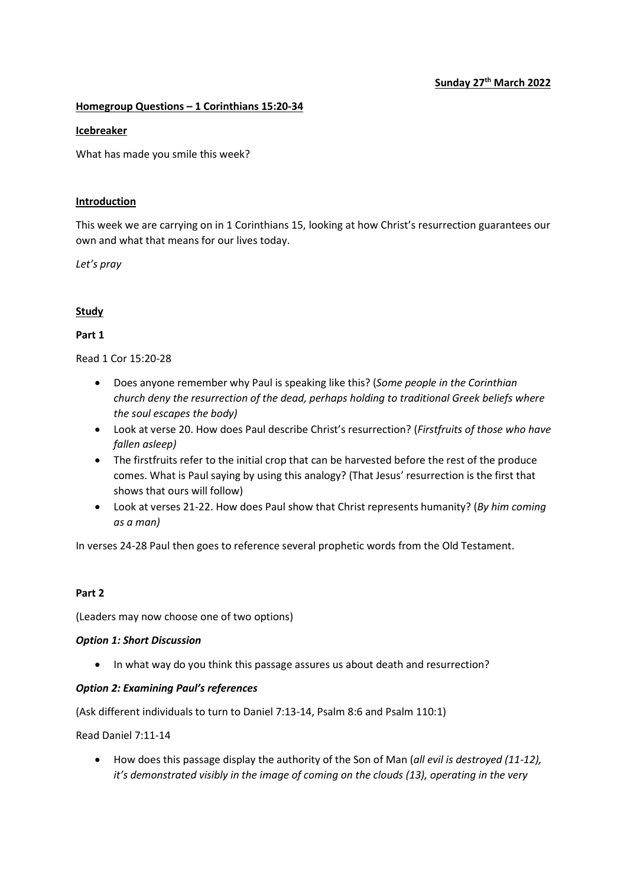**Sunday 27th March 2022**

**Homegroup Questions – 1 Corinthians 15:20-34**

**Icebreaker**

What has made you smile this week?

**Introduction**

This week we are carrying on in 1 Corinthians 15, looking at how Christ's resurrection guarantees our own and what that means for our lives today.

*Let's pray*

**Study**

**Part 1**

Read 1 Cor 15:20-28

- Does anyone remember why Paul is speaking like this? (*Some people in the Corinthian church deny the resurrection of the dead, perhaps holding to traditional Greek beliefs where the soul escapes the body)*
- Look at verse 20. How does Paul describe Christ's resurrection? (*Firstfruits of those who have fallen asleep)*
- The firstfruits refer to the initial crop that can be harvested before the rest of the produce comes. What is Paul saying by using this analogy? (That Jesus' resurrection is the first that shows that ours will follow)
- Look at verses 21-22. How does Paul show that Christ represents humanity? (*By him coming as a man)*

In verses 24-28 Paul then goes to reference several prophetic words from the Old Testament.

**Part 2**

(Leaders may now choose one of two options)

***Option 1: Short Discussion***

- In what way do you think this passage assures us about death and resurrection?

***Option 2: Examining Paul's references***

(Ask different individuals to turn to Daniel 7:13-14, Psalm 8:6 and Psalm 110:1)

Read Daniel 7:11-14

- How does this passage display the authority of the Son of Man (*all evil is destroyed (11-12), it's demonstrated visibly in the image of coming on the clouds (13), operating in the very*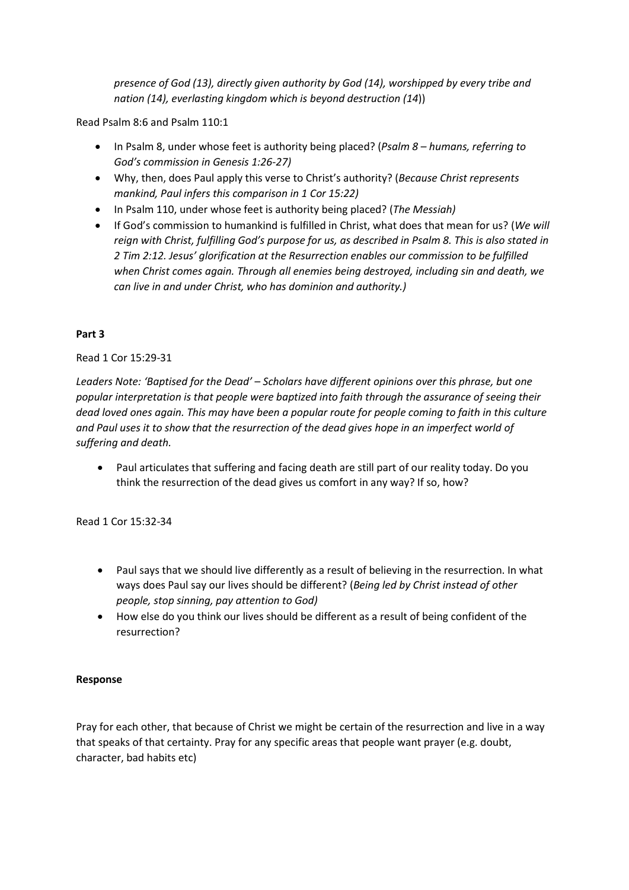*presence of God (13), directly given authority by God (14), worshipped by every tribe and nation (14), everlasting kingdom which is beyond destruction (14*))

Read Psalm 8:6 and Psalm 110:1

- In Psalm 8, under whose feet is authority being placed? (*Psalm 8 – humans, referring to God's commission in Genesis 1:26-27)*
- Why, then, does Paul apply this verse to Christ's authority? (*Because Christ represents mankind, Paul infers this comparison in 1 Cor 15:22)*
- In Psalm 110, under whose feet is authority being placed? (*The Messiah)*
- If God's commission to humankind is fulfilled in Christ, what does that mean for us? (*We will reign with Christ, fulfilling God's purpose for us, as described in Psalm 8. This is also stated in 2 Tim 2:12. Jesus' glorification at the Resurrection enables our commission to be fulfilled when Christ comes again. Through all enemies being destroyed, including sin and death, we can live in and under Christ, who has dominion and authority.)*

**Part 3**

Read 1 Cor 15:29-31

*Leaders Note: 'Baptised for the Dead' – Scholars have different opinions over this phrase, but one popular interpretation is that people were baptized into faith through the assurance of seeing their dead loved ones again. This may have been a popular route for people coming to faith in this culture and Paul uses it to show that the resurrection of the dead gives hope in an imperfect world of suffering and death.*

- Paul articulates that suffering and facing death are still part of our reality today. Do you think the resurrection of the dead gives us comfort in any way? If so, how?

Read 1 Cor 15:32-34

- Paul says that we should live differently as a result of believing in the resurrection. In what ways does Paul say our lives should be different? (*Being led by Christ instead of other people, stop sinning, pay attention to God)*
- How else do you think our lives should be different as a result of being confident of the resurrection?

**Response**

Pray for each other, that because of Christ we might be certain of the resurrection and live in a way that speaks of that certainty. Pray for any specific areas that people want prayer (e.g. doubt, character, bad habits etc)